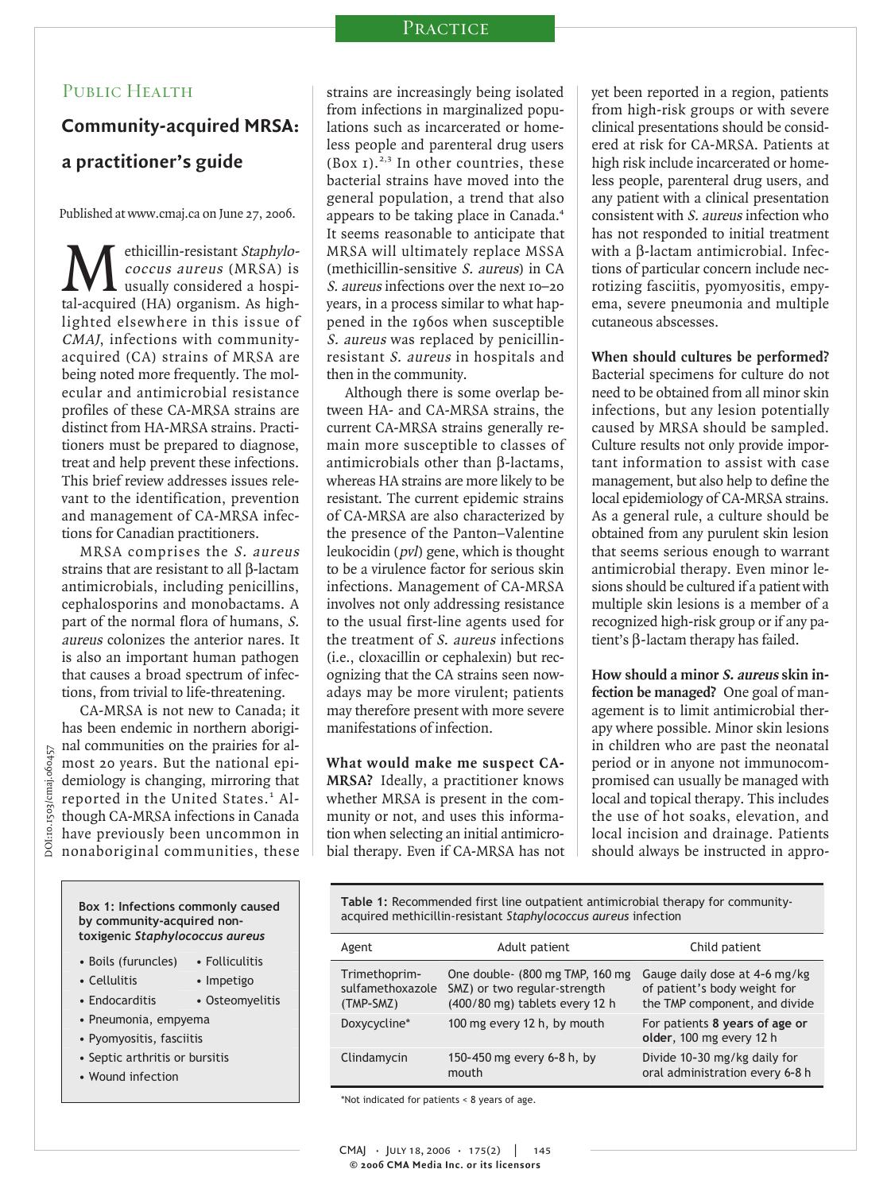## Public Health

# Community-acquired MRSA: a practitioner's guide

Published at www.cmaj.ca on June 27, 2006.

Methicillin-resistant *Staphylococcus aureus* (MRSA) is usually considered a hospital-acquired (HA) organism. As highlighted elsewhere in this issue of *CMAJ*, infections with community-acquired (CA) strains of MRSA are being noted more frequently. The molecular and antimicrobial resistance profiles of these CA-MRSA strains are distinct from HA-MRSA strains. Practitioners must be prepared to diagnose, treat and help prevent these infections. This brief review addresses issues relevant to the identification, prevention and management of CA-MRSA infections for Canadian practitioners.

MRSA comprises the *S. aureus* strains that are resistant to all β-lactam antimicrobials, including penicillins, cephalosporins and monobactams. A part of the normal flora of humans, *S. aureus* colonizes the anterior nares. It is also an important human pathogen that causes a broad spectrum of infections, from trivial to life-threatening.

CA-MRSA is not new to Canada; it has been endemic in northern aboriginal communities on the prairies for almost 20 years. But the national epidemiology is changing, mirroring that reported in the United States.[1] Although CA-MRSA infections in Canada have previously been uncommon in nonaboriginal communities, these strains are increasingly being isolated from infections in marginalized populations such as incarcerated or homeless people and parenteral drug users (Box 1).[2,3] In other countries, these bacterial strains have moved into the general population, a trend that also appears to be taking place in Canada.[4] It seems reasonable to anticipate that MRSA will ultimately replace MSSA (methicillin-sensitive *S. aureus*) in CA *S. aureus* infections over the next 10–20 years, in a process similar to what happened in the 1960s when susceptible *S. aureus* was replaced by penicillin-resistant *S. aureus* in hospitals and then in the community.

Although there is some overlap between HA- and CA-MRSA strains, the current CA-MRSA strains generally remain more susceptible to classes of antimicrobials other than β-lactams, whereas HA strains are more likely to be resistant. The current epidemic strains of CA-MRSA are also characterized by the presence of the Panton–Valentine leukocidin (*pvl*) gene, which is thought to be a virulence factor for serious skin infections. Management of CA-MRSA involves not only addressing resistance to the usual first-line agents used for the treatment of *S. aureus* infections (i.e., cloxacillin or cephalexin) but recognizing that the CA strains seen nowadays may be more virulent; patients may therefore present with more severe manifestations of infection.

**What would make me suspect CA-MRSA?** Ideally, a practitioner knows whether MRSA is present in the community or not, and uses this information when selecting an initial antimicrobial therapy. Even if CA-MRSA has not yet been reported in a region, patients from high-risk groups or with severe clinical presentations should be considered at risk for CA-MRSA. Patients at high risk include incarcerated or homeless people, parenteral drug users, and any patient with a clinical presentation consistent with *S. aureus* infection who has not responded to initial treatment with a β-lactam antimicrobial. Infections of particular concern include necrotizing fasciitis, pyomyositis, empyema, severe pneumonia and multiple cutaneous abscesses.

**When should cultures be performed?** Bacterial specimens for culture do not need to be obtained from all minor skin infections, but any lesion potentially caused by MRSA should be sampled. Culture results not only provide important information to assist with case management, but also help to define the local epidemiology of CA-MRSA strains. As a general rule, a culture should be obtained from any purulent skin lesion that seems serious enough to warrant antimicrobial therapy. Even minor lesions should be cultured if a patient with multiple skin lesions is a member of a recognized high-risk group or if any patient's β-lactam therapy has failed.

**How should a minor *S. aureus* skin infection be managed?** One goal of management is to limit antimicrobial therapy where possible. Minor skin lesions in children who are past the neonatal period or in anyone not immunocompromised can usually be managed with local and topical therapy. This includes the use of hot soaks, elevation, and local incision and drainage. Patients should always be instructed in appro-

**Box 1: Infections commonly caused by community-acquired non-toxigenic *Staphylococcus aureus***

- Boils (furuncles)
- Folliculitis
- Cellulitis
- Impetigo
- Endocarditis
- Osteomyelitis
- Pneumonia, empyema
- Pyomyositis, fasciitis
- Septic arthritis or bursitis
- Wound infection

**Table 1:** Recommended first line outpatient antimicrobial therapy for community-acquired methicillin-resistant *Staphylococcus aureus* infection

| Agent | Adult patient | Child patient |
|---|---|---|
| Trimethoprim-sulfamethoxazole (TMP-SMZ) | One double- (800 mg TMP, 160 mg SMZ) or two regular-strength (400/80 mg) tablets every 12 h | Gauge daily dose at 4–6 mg/kg of patient's body weight for the TMP component, and divide |
| Doxycycline* | 100 mg every 12 h, by mouth | For patients **8 years of age or older**, 100 mg every 12 h |
| Clindamycin | 150–450 mg every 6–8 h, by mouth | Divide 10–30 mg/kg daily for oral administration every 6–8 h |

*Not indicated for patients < 8 years of age.

DOI:10.1503/cmaj.060457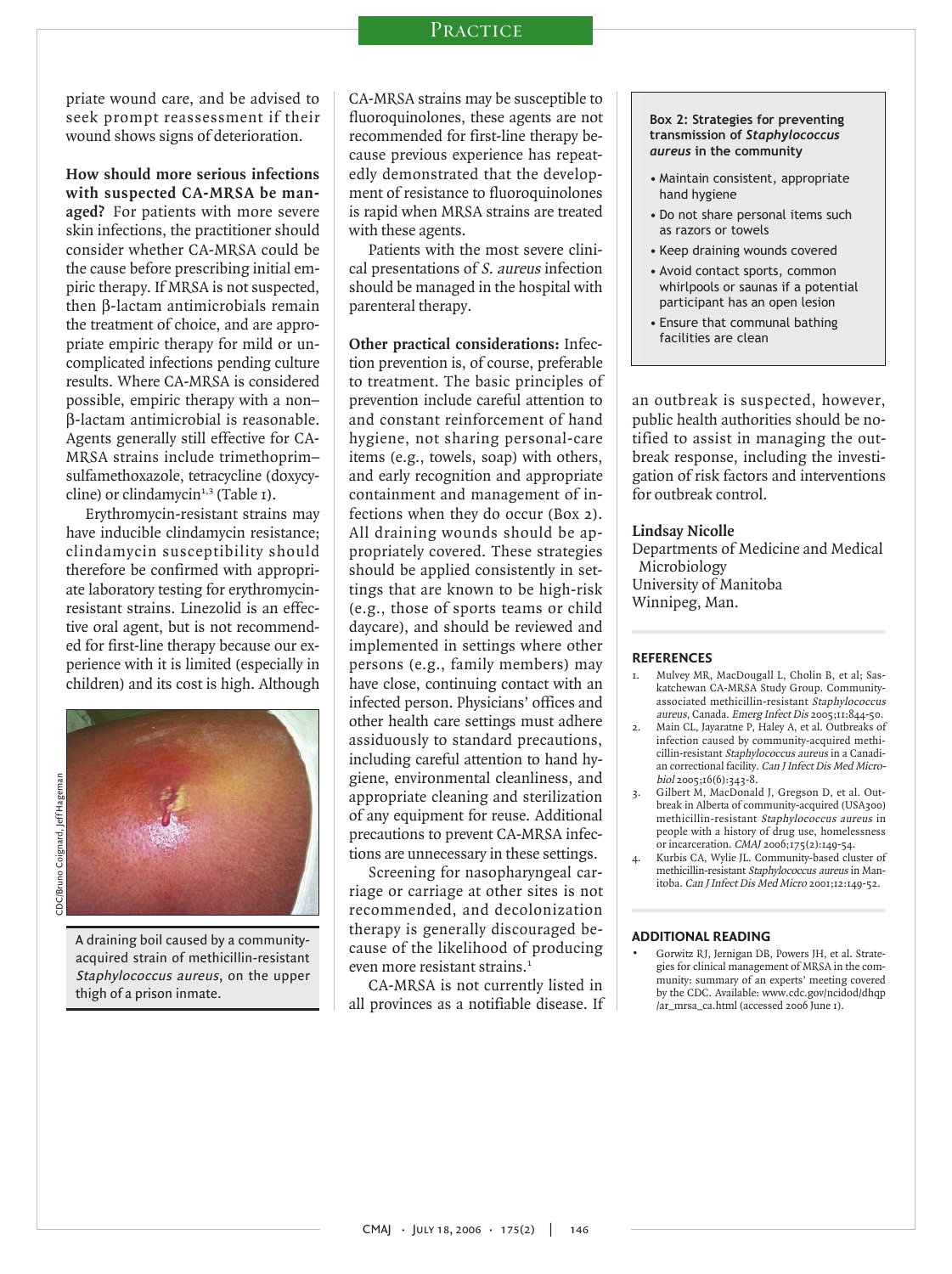priate wound care, and be advised to seek prompt reassessment if their wound shows signs of deterioration.

**How should more serious infections with suspected CA-MRSA be managed?** For patients with more severe skin infections, the practitioner should consider whether CA-MRSA could be the cause before prescribing initial empiric therapy. If MRSA is not suspected, then β-lactam antimicrobials remain the treatment of choice, and are appropriate empiric therapy for mild or uncomplicated infections pending culture results. Where CA-MRSA is considered possible, empiric therapy with a non–β-lactam antimicrobial is reasonable. Agents generally still effective for CA-MRSA strains include trimethoprim–sulfamethoxazole, tetracycline (doxycycline) or clindamycin[1,3] (Table 1).

Erythromycin-resistant strains may have inducible clindamycin resistance; clindamycin susceptibility should therefore be confirmed with appropriate laboratory testing for erythromycin-resistant strains. Linezolid is an effective oral agent, but is not recommended for first-line therapy because our experience with it is limited (especially in children) and its cost is high. Although CA-MRSA strains may be susceptible to fluoroquinolones, these agents are not recommended for first-line therapy because previous experience has repeatedly demonstrated that the development of resistance to fluoroquinolones is rapid when MRSA strains are treated with these agents.

CDC/Bruno Coignard, Jeff Hageman

A draining boil caused by a community-acquired strain of methicillin-resistant *Staphylococcus aureus*, on the upper thigh of a prison inmate.

Patients with the most severe clinical presentations of *S. aureus* infection should be managed in the hospital with parenteral therapy.

**Other practical considerations:** Infection prevention is, of course, preferable to treatment. The basic principles of prevention include careful attention to and constant reinforcement of hand hygiene, not sharing personal-care items (e.g., towels, soap) with others, and early recognition and appropriate containment and management of infections when they do occur (Box 2). All draining wounds should be appropriately covered. These strategies should be applied consistently in settings that are known to be high-risk (e.g., those of sports teams or child daycare), and should be reviewed and implemented in settings where other persons (e.g., family members) may have close, continuing contact with an infected person. Physicians' offices and other health care settings must adhere assiduously to standard precautions, including careful attention to hand hygiene, environmental cleanliness, and appropriate cleaning and sterilization of any equipment for reuse. Additional precautions to prevent CA-MRSA infections are unnecessary in these settings.

Screening for nasopharyngeal carriage or carriage at other sites is not recommended, and decolonization therapy is generally discouraged because of the likelihood of producing even more resistant strains.[1]

CA-MRSA is not currently listed in all provinces as a notifiable disease. If an outbreak is suspected, however, public health authorities should be notified to assist in managing the outbreak response, including the investigation of risk factors and interventions for outbreak control.

**Box 2: Strategies for preventing transmission of *Staphylococcus aureus* in the community**

- Maintain consistent, appropriate hand hygiene
- Do not share personal items such as razors or towels
- Keep draining wounds covered
- Avoid contact sports, common whirlpools or saunas if a potential participant has an open lesion
- Ensure that communal bathing facilities are clean

**Lindsay Nicolle**
Departments of Medicine and Medical Microbiology
University of Manitoba
Winnipeg, Man.

## REFERENCES

1. Mulvey MR, MacDougall L, Cholin B, et al; Saskatchewan CA-MRSA Study Group. Community-associated methicillin-resistant *Staphylococcus aureus*, Canada. *Emerg Infect Dis* 2005;11:844-50.
2. Main CL, Jayaratne P, Haley A, et al. Outbreaks of infection caused by community-acquired methicillin-resistant *Staphylococcus aureus* in a Canadian correctional facility. *Can J Infect Dis Med Microbiol* 2005;16(6):343-8.
3. Gilbert M, MacDonald J, Gregson D, et al. Outbreak in Alberta of community-acquired (USA300) methicillin-resistant *Staphylococcus aureus* in people with a history of drug use, homelessness or incarceration. *CMAJ* 2006;175(2):149-54.
4. Kurbis CA, Wylie JL. Community-based cluster of methicillin-resistant *Staphylococcus aureus* in Manitoba. *Can J Infect Dis Med Micro* 2001;12:149-52.

## ADDITIONAL READING

- Gorwitz RJ, Jernigan DB, Powers JH, et al. Strategies for clinical management of MRSA in the community: summary of an experts' meeting covered by the CDC. Available: www.cdc.gov/ncidod/dhqp/ar_mrsa_ca.html (accessed 2006 June 1).